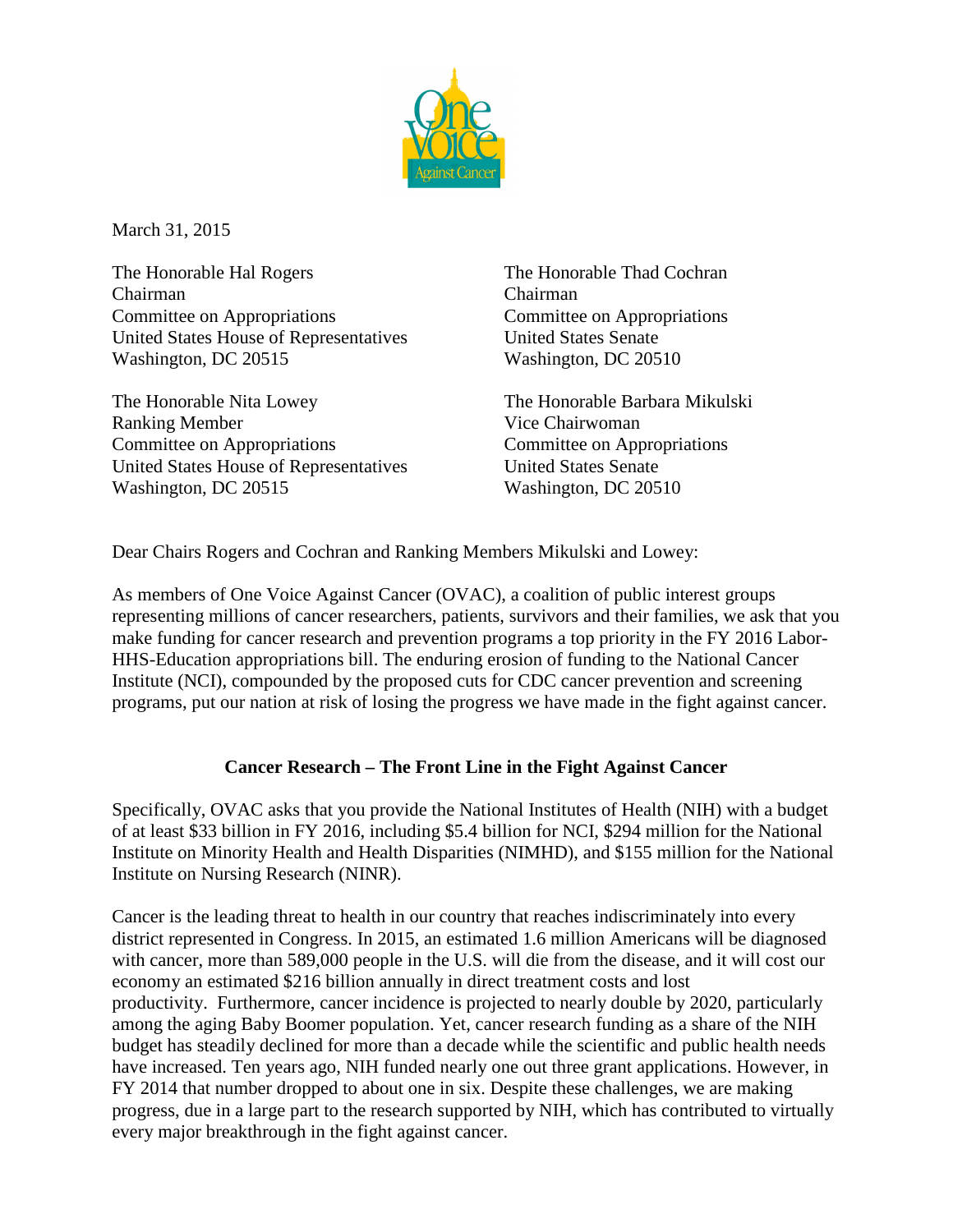One Voice Against Cancer

March 31, 2015

The Honorable Hal Rogers
Chairman
Committee on Appropriations
United States House of Representatives
Washington, DC 20515

The Honorable Thad Cochran
Chairman
Committee on Appropriations
United States Senate
Washington, DC 20510

The Honorable Nita Lowey
Ranking Member
Committee on Appropriations
United States House of Representatives
Washington, DC 20515

The Honorable Barbara Mikulski
Vice Chairwoman
Committee on Appropriations
United States Senate
Washington, DC 20510

Dear Chairs Rogers and Cochran and Ranking Members Mikulski and Lowey:

As members of One Voice Against Cancer (OVAC), a coalition of public interest groups representing millions of cancer researchers, patients, survivors and their families, we ask that you make funding for cancer research and prevention programs a top priority in the FY 2016 Labor-HHS-Education appropriations bill. The enduring erosion of funding to the National Cancer Institute (NCI), compounded by the proposed cuts for CDC cancer prevention and screening programs, put our nation at risk of losing the progress we have made in the fight against cancer.

## Cancer Research – The Front Line in the Fight Against Cancer

Specifically, OVAC asks that you provide the National Institutes of Health (NIH) with a budget of at least $33 billion in FY 2016, including $5.4 billion for NCI, $294 million for the National Institute on Minority Health and Health Disparities (NIMHD), and $155 million for the National Institute on Nursing Research (NINR).

Cancer is the leading threat to health in our country that reaches indiscriminately into every district represented in Congress. In 2015, an estimated 1.6 million Americans will be diagnosed with cancer, more than 589,000 people in the U.S. will die from the disease, and it will cost our economy an estimated $216 billion annually in direct treatment costs and lost productivity. Furthermore, cancer incidence is projected to nearly double by 2020, particularly among the aging Baby Boomer population. Yet, cancer research funding as a share of the NIH budget has steadily declined for more than a decade while the scientific and public health needs have increased. Ten years ago, NIH funded nearly one out three grant applications. However, in FY 2014 that number dropped to about one in six. Despite these challenges, we are making progress, due in a large part to the research supported by NIH, which has contributed to virtually every major breakthrough in the fight against cancer.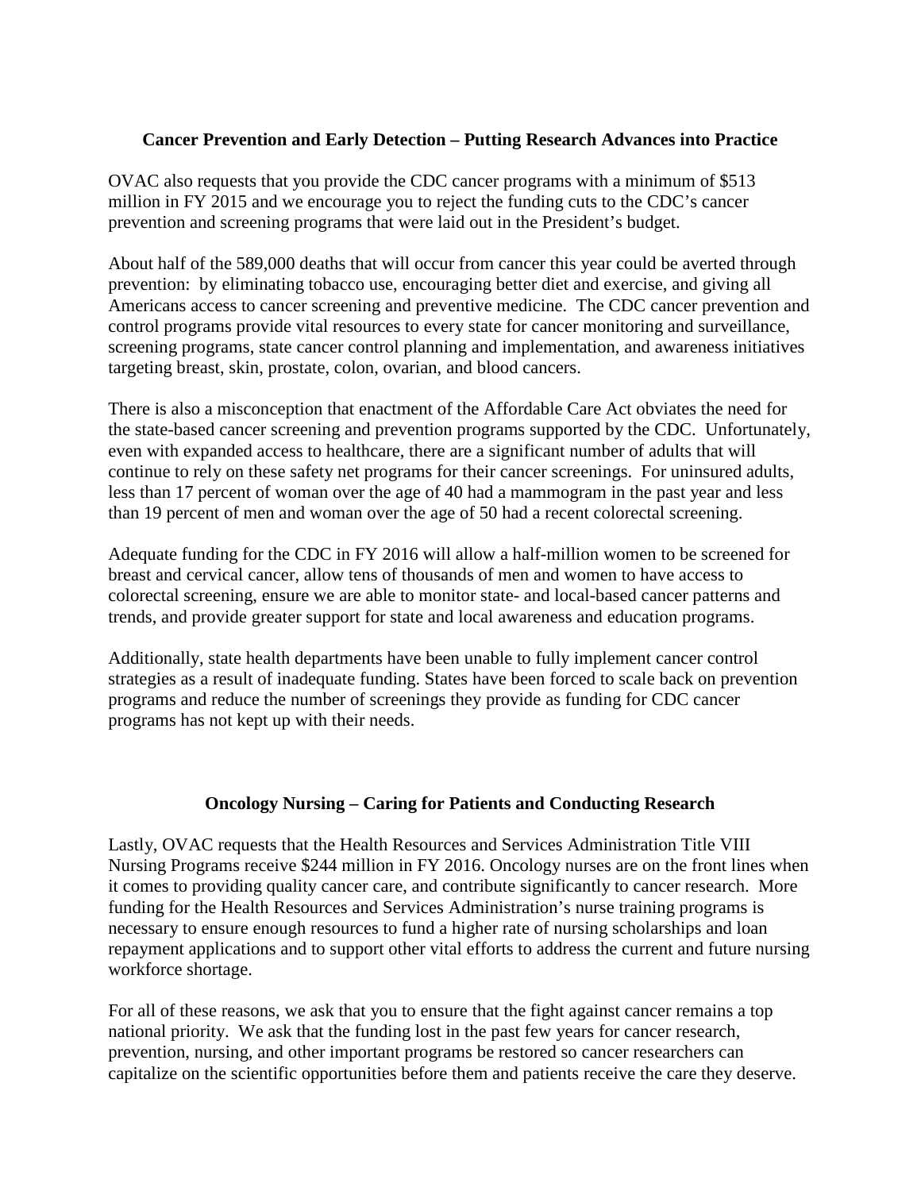## Cancer Prevention and Early Detection – Putting Research Advances into Practice

OVAC also requests that you provide the CDC cancer programs with a minimum of $513 million in FY 2015 and we encourage you to reject the funding cuts to the CDC's cancer prevention and screening programs that were laid out in the President's budget.

About half of the 589,000 deaths that will occur from cancer this year could be averted through prevention: by eliminating tobacco use, encouraging better diet and exercise, and giving all Americans access to cancer screening and preventive medicine. The CDC cancer prevention and control programs provide vital resources to every state for cancer monitoring and surveillance, screening programs, state cancer control planning and implementation, and awareness initiatives targeting breast, skin, prostate, colon, ovarian, and blood cancers.

There is also a misconception that enactment of the Affordable Care Act obviates the need for the state-based cancer screening and prevention programs supported by the CDC. Unfortunately, even with expanded access to healthcare, there are a significant number of adults that will continue to rely on these safety net programs for their cancer screenings. For uninsured adults, less than 17 percent of woman over the age of 40 had a mammogram in the past year and less than 19 percent of men and woman over the age of 50 had a recent colorectal screening.

Adequate funding for the CDC in FY 2016 will allow a half-million women to be screened for breast and cervical cancer, allow tens of thousands of men and women to have access to colorectal screening, ensure we are able to monitor state- and local-based cancer patterns and trends, and provide greater support for state and local awareness and education programs.

Additionally, state health departments have been unable to fully implement cancer control strategies as a result of inadequate funding. States have been forced to scale back on prevention programs and reduce the number of screenings they provide as funding for CDC cancer programs has not kept up with their needs.

## Oncology Nursing – Caring for Patients and Conducting Research

Lastly, OVAC requests that the Health Resources and Services Administration Title VIII Nursing Programs receive $244 million in FY 2016. Oncology nurses are on the front lines when it comes to providing quality cancer care, and contribute significantly to cancer research. More funding for the Health Resources and Services Administration's nurse training programs is necessary to ensure enough resources to fund a higher rate of nursing scholarships and loan repayment applications and to support other vital efforts to address the current and future nursing workforce shortage.

For all of these reasons, we ask that you to ensure that the fight against cancer remains a top national priority. We ask that the funding lost in the past few years for cancer research, prevention, nursing, and other important programs be restored so cancer researchers can capitalize on the scientific opportunities before them and patients receive the care they deserve.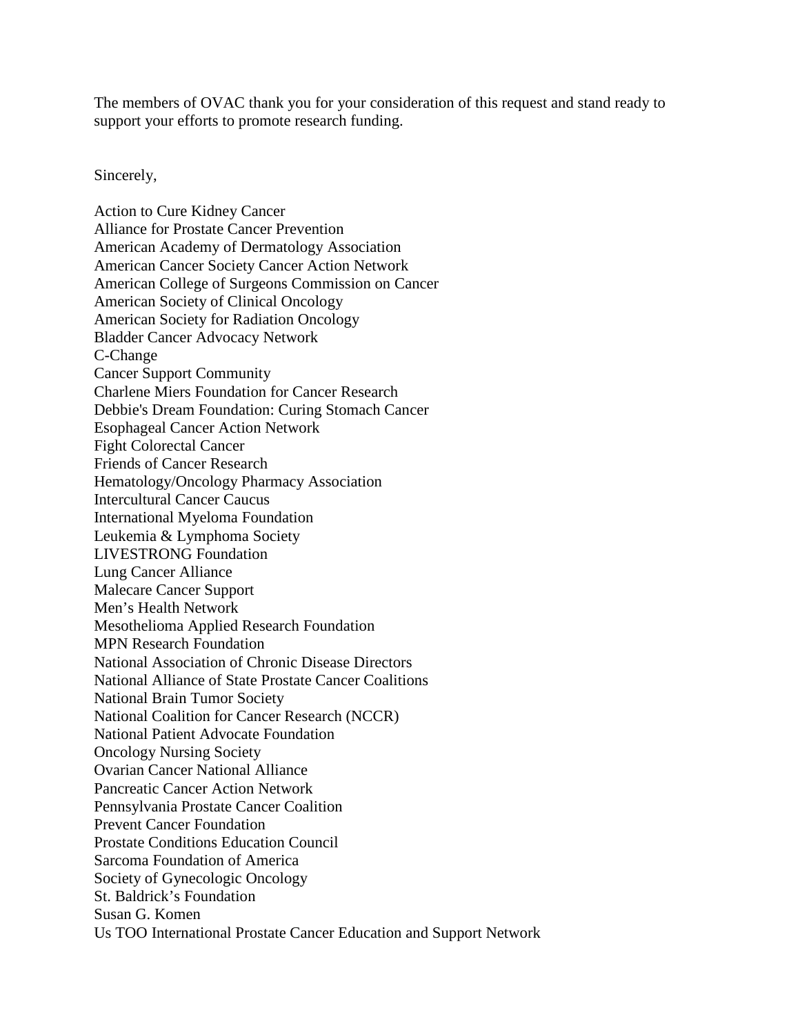The members of OVAC thank you for your consideration of this request and stand ready to support your efforts to promote research funding.

Sincerely,

Action to Cure Kidney Cancer  
Alliance for Prostate Cancer Prevention  
American Academy of Dermatology Association  
American Cancer Society Cancer Action Network  
American College of Surgeons Commission on Cancer  
American Society of Clinical Oncology  
American Society for Radiation Oncology  
Bladder Cancer Advocacy Network  
C-Change  
Cancer Support Community  
Charlene Miers Foundation for Cancer Research  
Debbie's Dream Foundation: Curing Stomach Cancer  
Esophageal Cancer Action Network  
Fight Colorectal Cancer  
Friends of Cancer Research  
Hematology/Oncology Pharmacy Association  
Intercultural Cancer Caucus  
International Myeloma Foundation  
Leukemia & Lymphoma Society  
LIVESTRONG Foundation  
Lung Cancer Alliance  
Malecare Cancer Support  
Men's Health Network  
Mesothelioma Applied Research Foundation  
MPN Research Foundation  
National Association of Chronic Disease Directors  
National Alliance of State Prostate Cancer Coalitions  
National Brain Tumor Society  
National Coalition for Cancer Research (NCCR)  
National Patient Advocate Foundation  
Oncology Nursing Society  
Ovarian Cancer National Alliance  
Pancreatic Cancer Action Network  
Pennsylvania Prostate Cancer Coalition  
Prevent Cancer Foundation  
Prostate Conditions Education Council  
Sarcoma Foundation of America  
Society of Gynecologic Oncology  
St. Baldrick's Foundation  
Susan G. Komen  
Us TOO International Prostate Cancer Education and Support Network